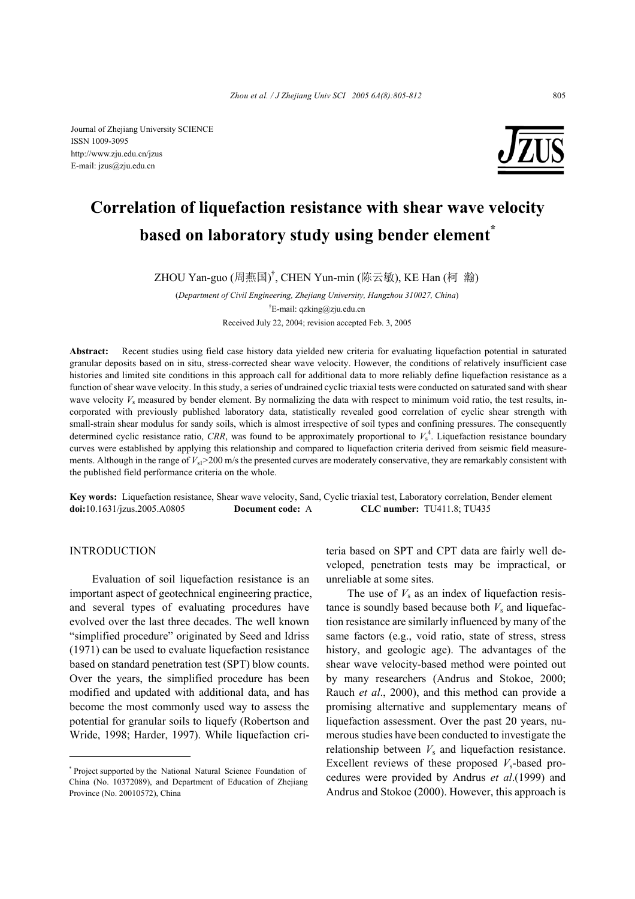Journal of Zhejiang University SCIENCE
ISSN 1009-3095
http://www.zju.edu.cn/jzus
E-mail: jzus@zju.edu.cn

# Correlation of liquefaction resistance with shear wave velocity based on laboratory study using bender element*

ZHOU Yan-guo (周燕国)†, CHEN Yun-min (陈云敏), KE Han (柯 瀚)

(*Department of Civil Engineering, Zhejiang University, Hangzhou 310027, China*)

†E-mail: qzking@zju.edu.cn

Received July 22, 2004; revision accepted Feb. 3, 2005

**Abstract:** Recent studies using field case history data yielded new criteria for evaluating liquefaction potential in saturated granular deposits based on in situ, stress-corrected shear wave velocity. However, the conditions of relatively insufficient case histories and limited site conditions in this approach call for additional data to more reliably define liquefaction resistance as a function of shear wave velocity. In this study, a series of undrained cyclic triaxial tests were conducted on saturated sand with shear wave velocity $V_s$ measured by bender element. By normalizing the data with respect to minimum void ratio, the test results, incorporated with previously published laboratory data, statistically revealed good correlation of cyclic shear strength with small-strain shear modulus for sandy soils, which is almost irrespective of soil types and confining pressures. The consequently determined cyclic resistance ratio, *CRR*, was found to be approximately proportional to $V_s^4$. Liquefaction resistance boundary curves were established by applying this relationship and compared to liquefaction criteria derived from seismic field measurements. Although in the range of $V_{s1}$>200 m/s the presented curves are moderately conservative, they are remarkably consistent with the published field performance criteria on the whole.

**Key words:** Liquefaction resistance, Shear wave velocity, Sand, Cyclic triaxial test, Laboratory correlation, Bender element
**doi:**10.1631/jzus.2005.A0805 **Document code:** A **CLC number:** TU411.8; TU435

## INTRODUCTION

Evaluation of soil liquefaction resistance is an important aspect of geotechnical engineering practice, and several types of evaluating procedures have evolved over the last three decades. The well known "simplified procedure" originated by Seed and Idriss (1971) can be used to evaluate liquefaction resistance based on standard penetration test (SPT) blow counts. Over the years, the simplified procedure has been modified and updated with additional data, and has become the most commonly used way to assess the potential for granular soils to liquefy (Robertson and Wride, 1998; Harder, 1997). While liquefaction criteria based on SPT and CPT data are fairly well developed, penetration tests may be impractical, or unreliable at some sites.

The use of $V_s$ as an index of liquefaction resistance is soundly based because both $V_s$ and liquefaction resistance are similarly influenced by many of the same factors (e.g., void ratio, state of stress, stress history, and geologic age). The advantages of the shear wave velocity-based method were pointed out by many researchers (Andrus and Stokoe, 2000; Rauch *et al*., 2000), and this method can provide a promising alternative and supplementary means of liquefaction assessment. Over the past 20 years, numerous studies have been conducted to investigate the relationship between $V_s$ and liquefaction resistance. Excellent reviews of these proposed $V_s$-based procedures were provided by Andrus *et al*.(1999) and Andrus and Stokoe (2000). However, this approach is

* Project supported by the National Natural Science Foundation of China (No. 10372089), and Department of Education of Zhejiang Province (No. 20010572), China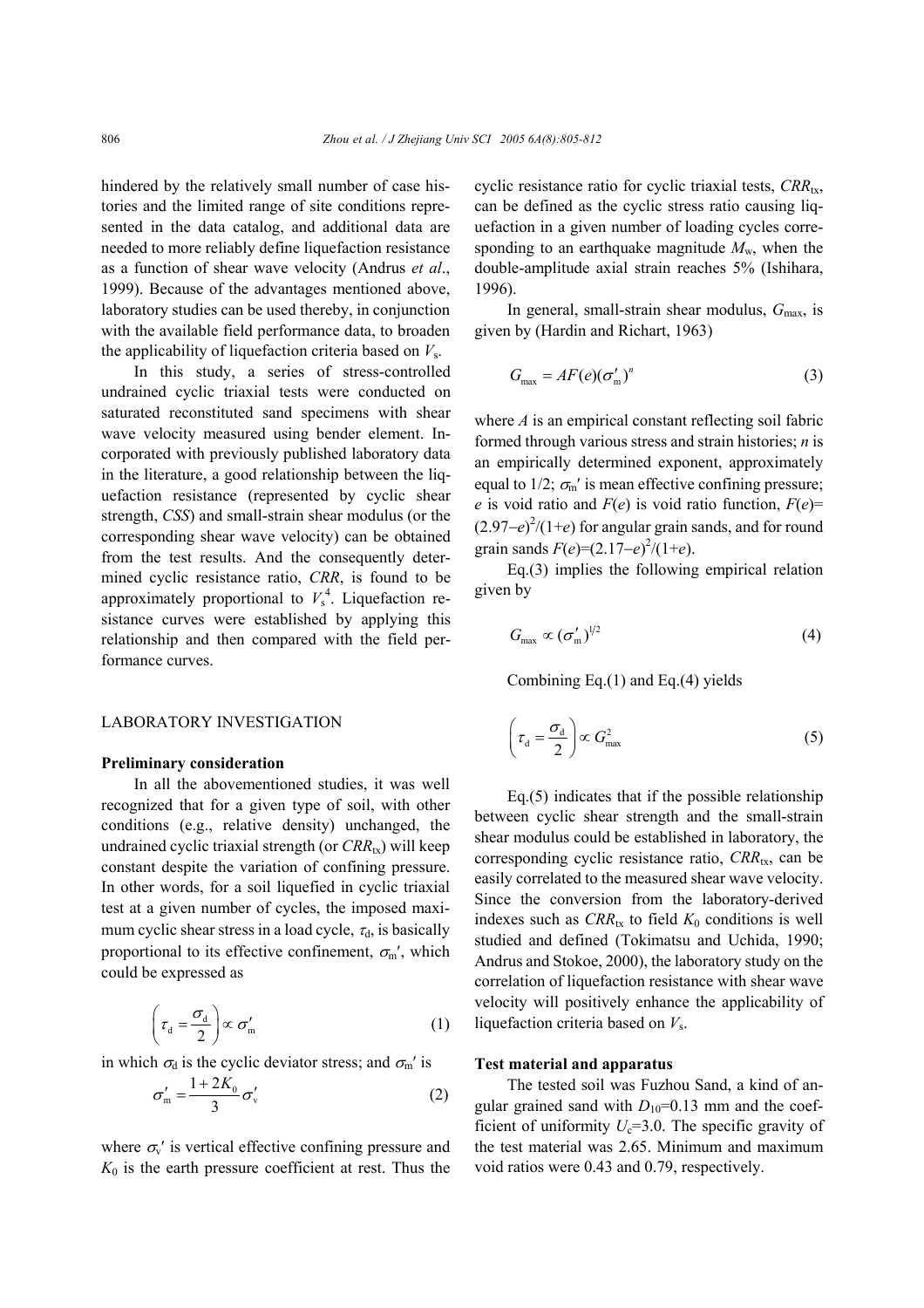hindered by the relatively small number of case histories and the limited range of site conditions represented in the data catalog, and additional data are needed to more reliably define liquefaction resistance as a function of shear wave velocity (Andrus *et al*., 1999). Because of the advantages mentioned above, laboratory studies can be used thereby, in conjunction with the available field performance data, to broaden the applicability of liquefaction criteria based on $V_s$.

In this study, a series of stress-controlled undrained cyclic triaxial tests were conducted on saturated reconstituted sand specimens with shear wave velocity measured using bender element. Incorporated with previously published laboratory data in the literature, a good relationship between the liquefaction resistance (represented by cyclic shear strength, *CSS*) and small-strain shear modulus (or the corresponding shear wave velocity) can be obtained from the test results. And the consequently determined cyclic resistance ratio, *CRR*, is found to be approximately proportional to $V_s^4$. Liquefaction resistance curves were established by applying this relationship and then compared with the field performance curves.

## LABORATORY INVESTIGATION

### Preliminary consideration

In all the abovementioned studies, it was well recognized that for a given type of soil, with other conditions (e.g., relative density) unchanged, the undrained cyclic triaxial strength (or $CRR_{tx}$) will keep constant despite the variation of confining pressure. In other words, for a soil liquefied in cyclic triaxial test at a given number of cycles, the imposed maximum cyclic shear stress in a load cycle, $\tau_d$, is basically proportional to its effective confinement, $\sigma_m'$, which could be expressed as

$$\left(\tau_d = \frac{\sigma_d}{2}\right) \propto \sigma_m' \tag{1}$$

in which $\sigma_d$ is the cyclic deviator stress; and $\sigma_m'$ is

$$\sigma_m' = \frac{1+2K_0}{3}\sigma_v' \tag{2}$$

where $\sigma_v'$ is vertical effective confining pressure and $K_0$ is the earth pressure coefficient at rest. Thus the cyclic resistance ratio for cyclic triaxial tests, $CRR_{tx}$, can be defined as the cyclic stress ratio causing liquefaction in a given number of loading cycles corresponding to an earthquake magnitude $M_w$, when the double-amplitude axial strain reaches 5% (Ishihara, 1996).

In general, small-strain shear modulus, $G_{max}$, is given by (Hardin and Richart, 1963)

$$G_{max} = AF(e)(\sigma_m')^n \tag{3}$$

where $A$ is an empirical constant reflecting soil fabric formed through various stress and strain histories; $n$ is an empirically determined exponent, approximately equal to 1/2; $\sigma_m'$ is mean effective confining pressure; $e$ is void ratio and $F(e)$ is void ratio function, $F(e)=(2.97-e)^2/(1+e)$ for angular grain sands, and for round grain sands $F(e)=(2.17-e)^2/(1+e)$.

Eq.(3) implies the following empirical relation given by

$$G_{max} \propto (\sigma_m')^{1/2} \tag{4}$$

Combining Eq.(1) and Eq.(4) yields

$$\left(\tau_d = \frac{\sigma_d}{2}\right) \propto G_{max}^2 \tag{5}$$

Eq.(5) indicates that if the possible relationship between cyclic shear strength and the small-strain shear modulus could be established in laboratory, the corresponding cyclic resistance ratio, $CRR_{tx}$, can be easily correlated to the measured shear wave velocity. Since the conversion from the laboratory-derived indexes such as $CRR_{tx}$ to field $K_0$ conditions is well studied and defined (Tokimatsu and Uchida, 1990; Andrus and Stokoe, 2000), the laboratory study on the correlation of liquefaction resistance with shear wave velocity will positively enhance the applicability of liquefaction criteria based on $V_s$.

### Test material and apparatus

The tested soil was Fuzhou Sand, a kind of angular grained sand with $D_{10}$=0.13 mm and the coefficient of uniformity $U_c$=3.0. The specific gravity of the test material was 2.65. Minimum and maximum void ratios were 0.43 and 0.79, respectively.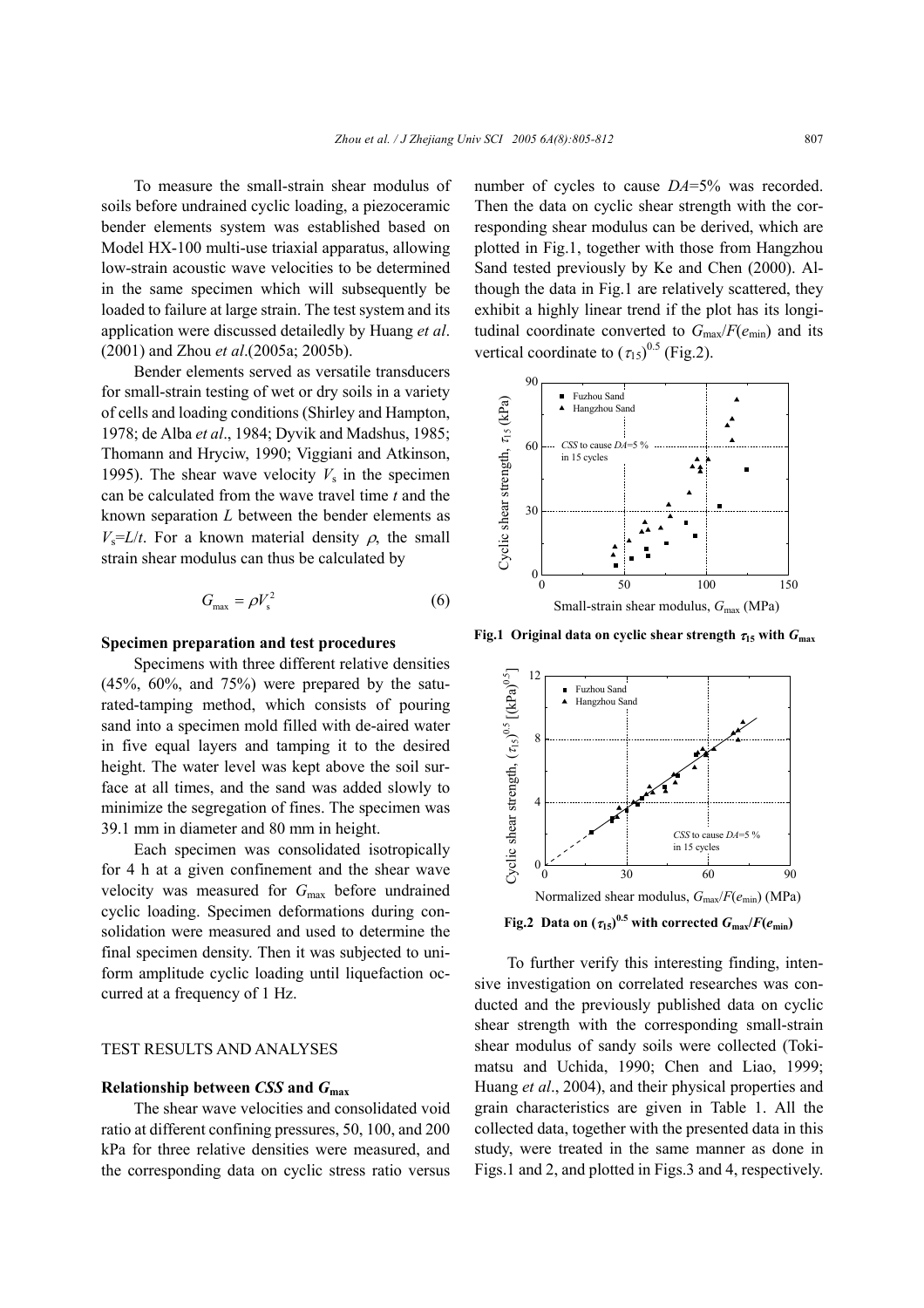To measure the small-strain shear modulus of soils before undrained cyclic loading, a piezoceramic bender elements system was established based on Model HX-100 multi-use triaxial apparatus, allowing low-strain acoustic wave velocities to be determined in the same specimen which will subsequently be loaded to failure at large strain. The test system and its application were discussed detailedly by Huang *et al*. (2001) and Zhou *et al*.(2005a; 2005b).

Bender elements served as versatile transducers for small-strain testing of wet or dry soils in a variety of cells and loading conditions (Shirley and Hampton, 1978; de Alba *et al*., 1984; Dyvik and Madshus, 1985; Thomann and Hryciw, 1990; Viggiani and Atkinson, 1995). The shear wave velocity $V_s$ in the specimen can be calculated from the wave travel time $t$ and the known separation $L$ between the bender elements as $V_s=L/t$. For a known material density $\rho$, the small strain shear modulus can thus be calculated by

$$G_{\max} = \rho V_s^2 \tag{6}$$

**Specimen preparation and test procedures**

Specimens with three different relative densities (45%, 60%, and 75%) were prepared by the saturated-tamping method, which consists of pouring sand into a specimen mold filled with de-aired water in five equal layers and tamping it to the desired height. The water level was kept above the soil surface at all times, and the sand was added slowly to minimize the segregation of fines. The specimen was 39.1 mm in diameter and 80 mm in height.

Each specimen was consolidated isotropically for 4 h at a given confinement and the shear wave velocity was measured for $G_{\max}$ before undrained cyclic loading. Specimen deformations during consolidation were measured and used to determine the final specimen density. Then it was subjected to uniform amplitude cyclic loading until liquefaction occurred at a frequency of 1 Hz.

## TEST RESULTS AND ANALYSES

**Relationship between *CSS* and $G_{\max}$**

The shear wave velocities and consolidated void ratio at different confining pressures, 50, 100, and 200 kPa for three relative densities were measured, and the corresponding data on cyclic stress ratio versus number of cycles to cause *DA*=5% was recorded. Then the data on cyclic shear strength with the corresponding shear modulus can be derived, which are plotted in Fig.1, together with those from Hangzhou Sand tested previously by Ke and Chen (2000). Although the data in Fig.1 are relatively scattered, they exhibit a highly linear trend if the plot has its longitudinal coordinate converted to $G_{\max}/F(e_{\min})$ and its vertical coordinate to $(\tau_{15})^{0.5}$ (Fig.2).

**Fig.1 Original data on cyclic shear strength $\tau_{15}$ with $G_{\max}$**

**Fig.2 Data on $(\tau_{15})^{0.5}$ with corrected $G_{\max}/F(e_{\min})$**

To further verify this interesting finding, intensive investigation on correlated researches was conducted and the previously published data on cyclic shear strength with the corresponding small-strain shear modulus of sandy soils were collected (Tokimatsu and Uchida, 1990; Chen and Liao, 1999; Huang *et al*., 2004), and their physical properties and grain characteristics are given in Table 1. All the collected data, together with the presented data in this study, were treated in the same manner as done in Figs.1 and 2, and plotted in Figs.3 and 4, respectively.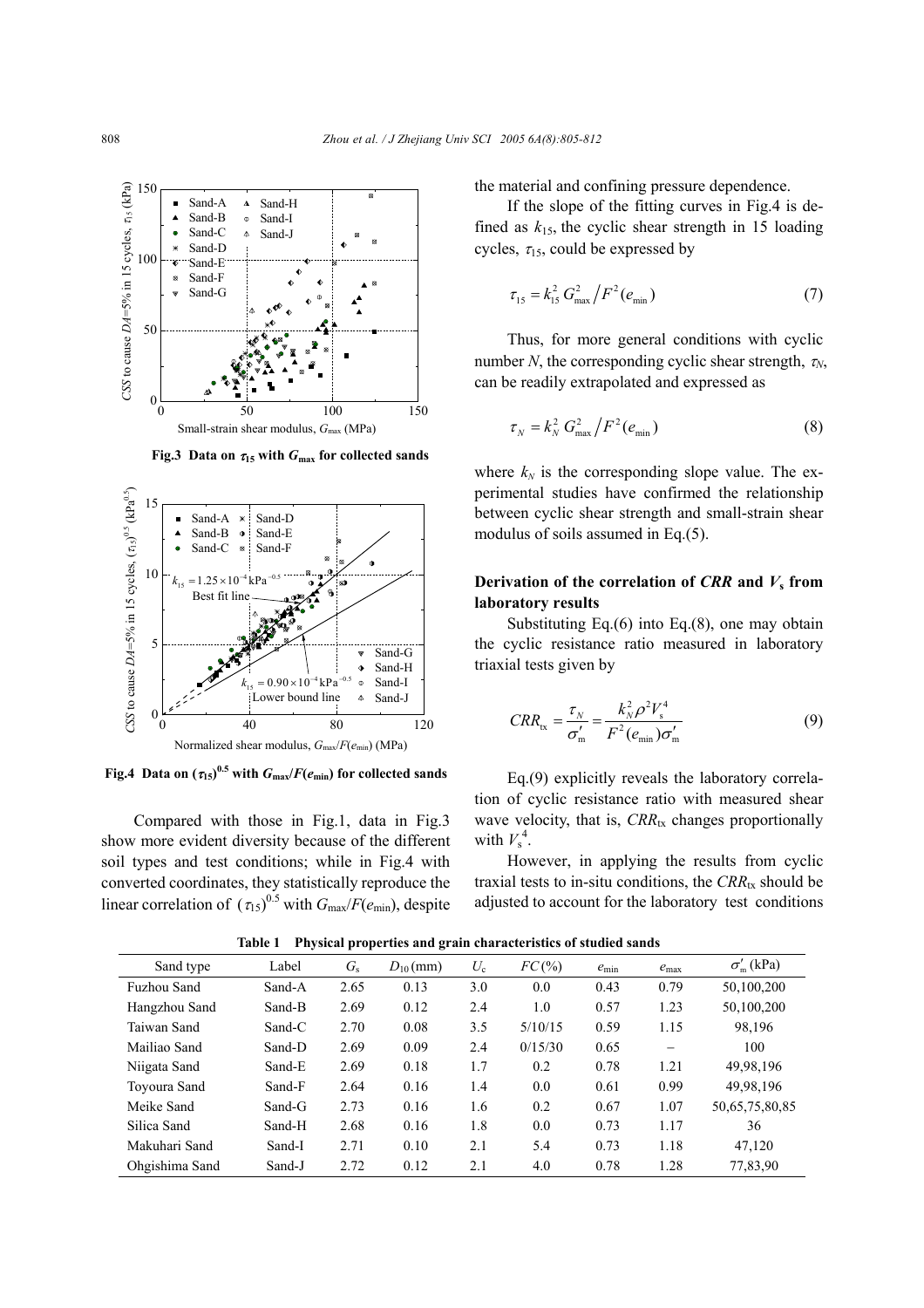Fig.3 Data on $\tau_{15}$ with $G_{max}$ for collected sands

Fig.4 Data on $(\tau_{15})^{0.5}$ with $G_{max}/F(e_{min})$ for collected sands

Compared with those in Fig.1, data in Fig.3 show more evident diversity because of the different soil types and test conditions; while in Fig.4 with converted coordinates, they statistically reproduce the linear correlation of $(\tau_{15})^{0.5}$ with $G_{max}/F(e_{min})$, despite the material and confining pressure dependence.

If the slope of the fitting curves in Fig.4 is defined as $k_{15}$, the cyclic shear strength in 15 loading cycles, $\tau_{15}$, could be expressed by

$$\tau_{15} = k_{15}^2 G_{max}^2 / F^2(e_{min}) \tag{7}$$

Thus, for more general conditions with cyclic number $N$, the corresponding cyclic shear strength, $\tau_N$, can be readily extrapolated and expressed as

$$\tau_N = k_N^2 G_{max}^2 / F^2(e_{min}) \tag{8}$$

where $k_N$ is the corresponding slope value. The experimental studies have confirmed the relationship between cyclic shear strength and small-strain shear modulus of soils assumed in Eq.(5).

## Derivation of the correlation of *CRR* and $V_s$ from laboratory results

Substituting Eq.(6) into Eq.(8), one may obtain the cyclic resistance ratio measured in laboratory triaxial tests given by

$$CRR_{tx} = \frac{\tau_N}{\sigma'_m} = \frac{k_N^2 \rho^2 V_s^4}{F^2(e_{min})\sigma'_m} \tag{9}$$

Eq.(9) explicitly reveals the laboratory correlation of cyclic resistance ratio with measured shear wave velocity, that is, $CRR_{tx}$ changes proportionally with $V_s^4$.

However, in applying the results from cyclic traxial tests to in-situ conditions, the $CRR_{tx}$ should be adjusted to account for the laboratory test conditions

**Table 1 Physical properties and grain characteristics of studied sands**

| Sand type | Label | $G_s$ | $D_{10}$ (mm) | $U_c$ | $FC$(%) | $e_{min}$ | $e_{max}$ | $\sigma'_m$ (kPa) |
|---|---|---|---|---|---|---|---|---|
| Fuzhou Sand | Sand-A | 2.65 | 0.13 | 3.0 | 0.0 | 0.43 | 0.79 | 50,100,200 |
| Hangzhou Sand | Sand-B | 2.69 | 0.12 | 2.4 | 1.0 | 0.57 | 1.23 | 50,100,200 |
| Taiwan Sand | Sand-C | 2.70 | 0.08 | 3.5 | 5/10/15 | 0.59 | 1.15 | 98,196 |
| Mailiao Sand | Sand-D | 2.69 | 0.09 | 2.4 | 0/15/30 | 0.65 | – | 100 |
| Niigata Sand | Sand-E | 2.69 | 0.18 | 1.7 | 0.2 | 0.78 | 1.21 | 49,98,196 |
| Toyoura Sand | Sand-F | 2.64 | 0.16 | 1.4 | 0.0 | 0.61 | 0.99 | 49,98,196 |
| Meike Sand | Sand-G | 2.73 | 0.16 | 1.6 | 0.2 | 0.67 | 1.07 | 50,65,75,80,85 |
| Silica Sand | Sand-H | 2.68 | 0.16 | 1.8 | 0.0 | 0.73 | 1.17 | 36 |
| Makuhari Sand | Sand-I | 2.71 | 0.10 | 2.1 | 5.4 | 0.73 | 1.18 | 47,120 |
| Ohgishima Sand | Sand-J | 2.72 | 0.12 | 2.1 | 4.0 | 0.78 | 1.28 | 77,83,90 |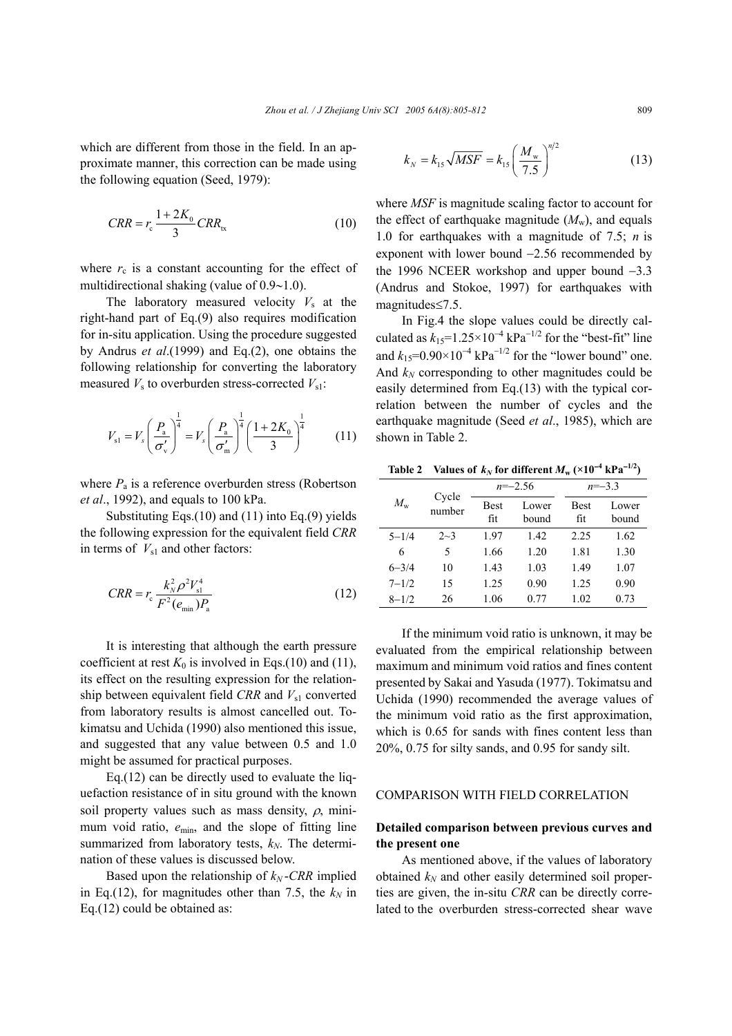which are different from those in the field. In an approximate manner, this correction can be made using the following equation (Seed, 1979):

$$CRR = r_c \frac{1+2K_0}{3} CRR_{tx} \tag{10}$$

where $r_c$ is a constant accounting for the effect of multidirectional shaking (value of 0.9~1.0).

The laboratory measured velocity $V_s$ at the right-hand part of Eq.(9) also requires modification for in-situ application. Using the procedure suggested by Andrus *et al*.(1999) and Eq.(2), one obtains the following relationship for converting the laboratory measured $V_s$ to overburden stress-corrected $V_{s1}$:

$$V_{s1} = V_s \left(\frac{P_a}{\sigma'_v}\right)^{\frac{1}{4}} = V_s \left(\frac{P_a}{\sigma'_m}\right)^{\frac{1}{4}} \left(\frac{1+2K_0}{3}\right)^{\frac{1}{4}} \tag{11}$$

where $P_a$ is a reference overburden stress (Robertson *et al*., 1992), and equals to 100 kPa.

Substituting Eqs.(10) and (11) into Eq.(9) yields the following expression for the equivalent field *CRR* in terms of $V_{s1}$ and other factors:

$$CRR = r_c \frac{k_N^2 \rho^2 V_{s1}^4}{F^2(e_{\min}) P_a} \tag{12}$$

It is interesting that although the earth pressure coefficient at rest $K_0$ is involved in Eqs.(10) and (11), its effect on the resulting expression for the relationship between equivalent field *CRR* and $V_{s1}$ converted from laboratory results is almost cancelled out. Tokimatsu and Uchida (1990) also mentioned this issue, and suggested that any value between 0.5 and 1.0 might be assumed for practical purposes.

Eq.(12) can be directly used to evaluate the liquefaction resistance of in situ ground with the known soil property values such as mass density, $\rho$, minimum void ratio, $e_{\min}$, and the slope of fitting line summarized from laboratory tests, $k_N$. The determination of these values is discussed below.

Based upon the relationship of $k_N$-*CRR* implied in Eq.(12), for magnitudes other than 7.5, the $k_N$ in Eq.(12) could be obtained as:

$$k_N = k_{15}\sqrt{MSF} = k_{15}\left(\frac{M_w}{7.5}\right)^{n/2} \tag{13}$$

where *MSF* is magnitude scaling factor to account for the effect of earthquake magnitude ($M_w$), and equals 1.0 for earthquakes with a magnitude of 7.5; *n* is exponent with lower bound −2.56 recommended by the 1996 NCEER workshop and upper bound −3.3 (Andrus and Stokoe, 1997) for earthquakes with magnitudes≤7.5.

In Fig.4 the slope values could be directly calculated as $k_{15}$=1.25×10$^{-4}$ kPa$^{-1/2}$ for the "best-fit" line and $k_{15}$=0.90×10$^{-4}$ kPa$^{-1/2}$ for the "lower bound" one. And $k_N$ corresponding to other magnitudes could be easily determined from Eq.(13) with the typical correlation between the number of cycles and the earthquake magnitude (Seed *et al*., 1985), which are shown in Table 2.

**Table 2 Values of $k_N$ for different $M_w$ (×10$^{-4}$ kPa$^{-1/2}$)**

| $M_w$ | Cycle number | $n$=−2.56 | | $n$=−3.3 | |
|---|---|---|---|---|---|
| | | Best fit | Lower bound | Best fit | Lower bound |
| 5−1/4 | 2~3 | 1.97 | 1.42 | 2.25 | 1.62 |
| 6 | 5 | 1.66 | 1.20 | 1.81 | 1.30 |
| 6−3/4 | 10 | 1.43 | 1.03 | 1.49 | 1.07 |
| 7−1/2 | 15 | 1.25 | 0.90 | 1.25 | 0.90 |
| 8−1/2 | 26 | 1.06 | 0.77 | 1.02 | 0.73 |

If the minimum void ratio is unknown, it may be evaluated from the empirical relationship between maximum and minimum void ratios and fines content presented by Sakai and Yasuda (1977). Tokimatsu and Uchida (1990) recommended the average values of the minimum void ratio as the first approximation, which is 0.65 for sands with fines content less than 20%, 0.75 for silty sands, and 0.95 for sandy silt.

## COMPARISON WITH FIELD CORRELATION

### Detailed comparison between previous curves and the present one

As mentioned above, if the values of laboratory obtained $k_N$ and other easily determined soil properties are given, the in-situ *CRR* can be directly correlated to the overburden stress-corrected shear wave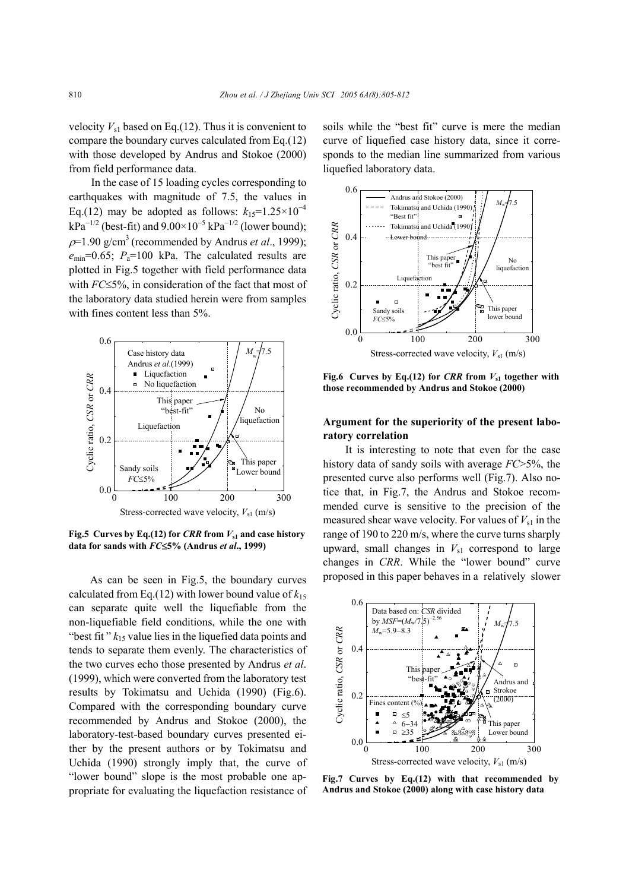velocity $V_{s1}$ based on Eq.(12). Thus it is convenient to compare the boundary curves calculated from Eq.(12) with those developed by Andrus and Stokoe (2000) from field performance data.

In the case of 15 loading cycles corresponding to earthquakes with magnitude of 7.5, the values in Eq.(12) may be adopted as follows: $k_{15}=1.25\times10^{-4}$ kPa$^{-1/2}$ (best-fit) and $9.00\times10^{-5}$ kPa$^{-1/2}$ (lower bound); $\rho=1.90$ g/cm$^3$ (recommended by Andrus *et al*., 1999); $e_{min}=0.65$; $P_a=100$ kPa. The calculated results are plotted in Fig.5 together with field performance data with $FC\leq5\%$, in consideration of the fact that most of the laboratory data studied herein were from samples with fines content less than 5%.

**Fig.5 Curves by Eq.(12) for *CRR* from $V_{s1}$ and case history data for sands with $FC\leq5\%$ (Andrus *et al*., 1999)**

As can be seen in Fig.5, the boundary curves calculated from Eq.(12) with lower bound value of $k_{15}$ can separate quite well the liquefiable from the non-liquefiable field conditions, while the one with "best fit" $k_{15}$ value lies in the liquefied data points and tends to separate them evenly. The characteristics of the two curves echo those presented by Andrus *et al*. (1999), which were converted from the laboratory test results by Tokimatsu and Uchida (1990) (Fig.6). Compared with the corresponding boundary curve recommended by Andrus and Stokoe (2000), the laboratory-test-based boundary curves presented either by the present authors or by Tokimatsu and Uchida (1990) strongly imply that, the curve of "lower bound" slope is the most probable one appropriate for evaluating the liquefaction resistance of soils while the "best fit" curve is mere the median curve of liquefied case history data, since it corresponds to the median line summarized from various liquefied laboratory data.

**Fig.6 Curves by Eq.(12) for *CRR* from $V_{s1}$ together with those recommended by Andrus and Stokoe (2000)**

## Argument for the superiority of the present laboratory correlation

It is interesting to note that even for the case history data of sandy soils with average $FC>5\%$, the presented curve also performs well (Fig.7). Also notice that, in Fig.7, the Andrus and Stokoe recommended curve is sensitive to the precision of the measured shear wave velocity. For values of $V_{s1}$ in the range of 190 to 220 m/s, where the curve turns sharply upward, small changes in $V_{s1}$ correspond to large changes in *CRR*. While the "lower bound" curve proposed in this paper behaves in a relatively slower

**Fig.7 Curves by Eq.(12) with that recommended by Andrus and Stokoe (2000) along with case history data**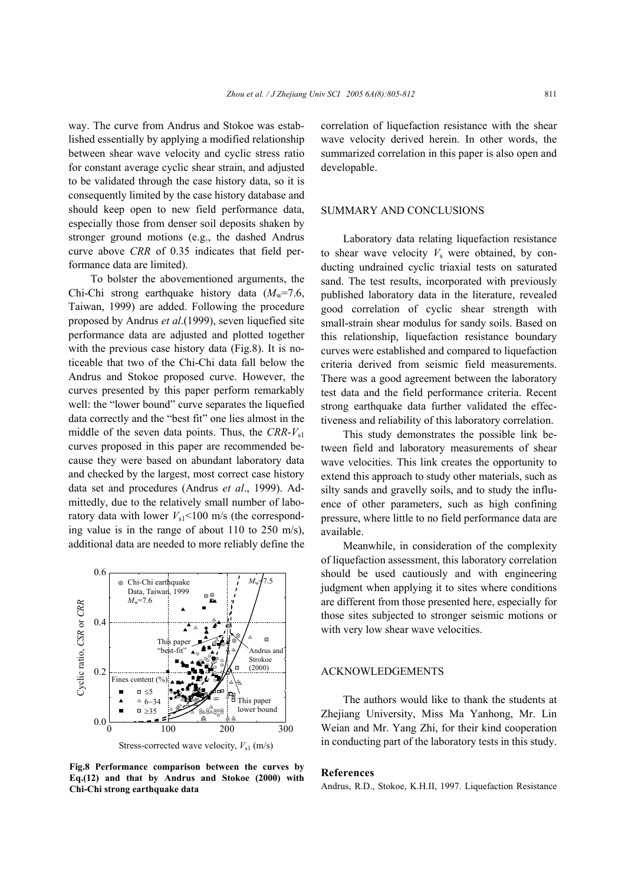way. The curve from Andrus and Stokoe was established essentially by applying a modified relationship between shear wave velocity and cyclic stress ratio for constant average cyclic shear strain, and adjusted to be validated through the case history data, so it is consequently limited by the case history database and should keep open to new field performance data, especially those from denser soil deposits shaken by stronger ground motions (e.g., the dashed Andrus curve above *CRR* of 0.35 indicates that field performance data are limited).

To bolster the abovementioned arguments, the Chi-Chi strong earthquake history data ($M_w$=7.6, Taiwan, 1999) are added. Following the procedure proposed by Andrus *et al*.(1999), seven liquefied site performance data are adjusted and plotted together with the previous case history data (Fig.8). It is noticeable that two of the Chi-Chi data fall below the Andrus and Stokoe proposed curve. However, the curves presented by this paper perform remarkably well: the "lower bound" curve separates the liquefied data correctly and the "best fit" one lies almost in the middle of the seven data points. Thus, the $CRR$-$V_{s1}$ curves proposed in this paper are recommended because they were based on abundant laboratory data and checked by the largest, most correct case history data set and procedures (Andrus *et al*., 1999). Admittedly, due to the relatively small number of laboratory data with lower $V_{s1}$<100 m/s (the corresponding value is in the range of about 110 to 250 m/s), additional data are needed to more reliably define the correlation of liquefaction resistance with the shear wave velocity derived herein. In other words, the summarized correlation in this paper is also open and developable.

**Fig.8 Performance comparison between the curves by Eq.(12) and that by Andrus and Stokoe (2000) with Chi-Chi strong earthquake data**

## SUMMARY AND CONCLUSIONS

Laboratory data relating liquefaction resistance to shear wave velocity $V_s$ were obtained, by conducting undrained cyclic triaxial tests on saturated sand. The test results, incorporated with previously published laboratory data in the literature, revealed good correlation of cyclic shear strength with small-strain shear modulus for sandy soils. Based on this relationship, liquefaction resistance boundary curves were established and compared to liquefaction criteria derived from seismic field measurements. There was a good agreement between the laboratory test data and the field performance criteria. Recent strong earthquake data further validated the effectiveness and reliability of this laboratory correlation.

This study demonstrates the possible link between field and laboratory measurements of shear wave velocities. This link creates the opportunity to extend this approach to study other materials, such as silty sands and gravelly soils, and to study the influence of other parameters, such as high confining pressure, where little to no field performance data are available.

Meanwhile, in consideration of the complexity of liquefaction assessment, this laboratory correlation should be used cautiously and with engineering judgment when applying it to sites where conditions are different from those presented here, especially for those sites subjected to stronger seismic motions or with very low shear wave velocities.

## ACKNOWLEDGEMENTS

The authors would like to thank the students at Zhejiang University, Miss Ma Yanhong, Mr. Lin Weian and Mr. Yang Zhi, for their kind cooperation in conducting part of the laboratory tests in this study.

## References

Andrus, R.D., Stokoe, K.H.II, 1997. Liquefaction Resistance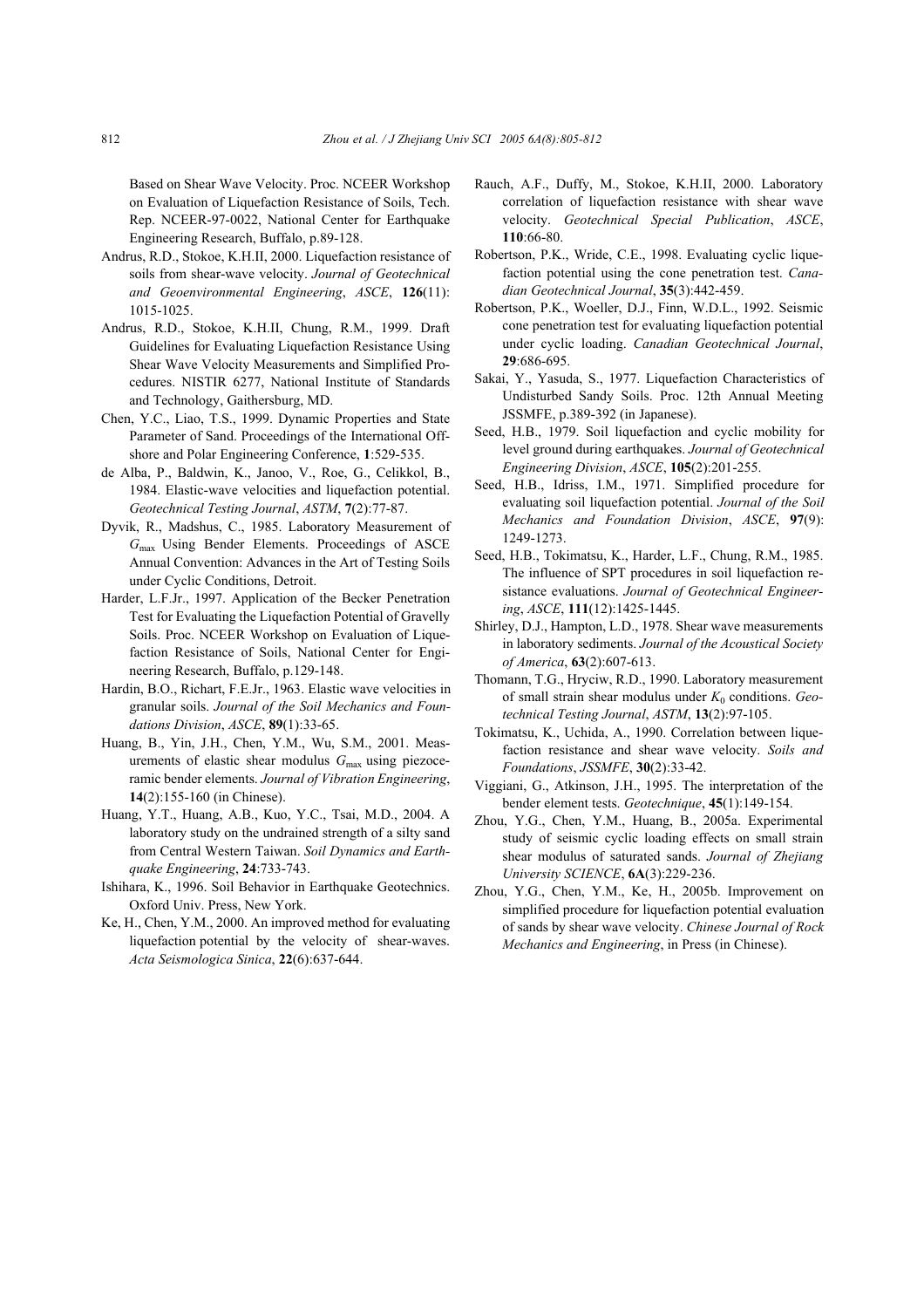Based on Shear Wave Velocity. Proc. NCEER Workshop on Evaluation of Liquefaction Resistance of Soils, Tech. Rep. NCEER-97-0022, National Center for Earthquake Engineering Research, Buffalo, p.89-128.

Andrus, R.D., Stokoe, K.H.II, 2000. Liquefaction resistance of soils from shear-wave velocity. *Journal of Geotechnical and Geoenvironmental Engineering*, *ASCE*, **126**(11): 1015-1025.

Andrus, R.D., Stokoe, K.H.II, Chung, R.M., 1999. Draft Guidelines for Evaluating Liquefaction Resistance Using Shear Wave Velocity Measurements and Simplified Procedures. NISTIR 6277, National Institute of Standards and Technology, Gaithersburg, MD.

Chen, Y.C., Liao, T.S., 1999. Dynamic Properties and State Parameter of Sand. Proceedings of the International Offshore and Polar Engineering Conference, **1**:529-535.

de Alba, P., Baldwin, K., Janoo, V., Roe, G., Celikkol, B., 1984. Elastic-wave velocities and liquefaction potential. *Geotechnical Testing Journal*, *ASTM*, **7**(2):77-87.

Dyvik, R., Madshus, C., 1985. Laboratory Measurement of $G_{max}$ Using Bender Elements. Proceedings of ASCE Annual Convention: Advances in the Art of Testing Soils under Cyclic Conditions, Detroit.

Harder, L.F.Jr., 1997. Application of the Becker Penetration Test for Evaluating the Liquefaction Potential of Gravelly Soils. Proc. NCEER Workshop on Evaluation of Liquefaction Resistance of Soils, National Center for Engineering Research, Buffalo, p.129-148.

Hardin, B.O., Richart, F.E.Jr., 1963. Elastic wave velocities in granular soils. *Journal of the Soil Mechanics and Foundations Division*, *ASCE*, **89**(1):33-65.

Huang, B., Yin, J.H., Chen, Y.M., Wu, S.M., 2001. Measurements of elastic shear modulus $G_{max}$ using piezoceramic bender elements. *Journal of Vibration Engineering*, **14**(2):155-160 (in Chinese).

Huang, Y.T., Huang, A.B., Kuo, Y.C., Tsai, M.D., 2004. A laboratory study on the undrained strength of a silty sand from Central Western Taiwan. *Soil Dynamics and Earthquake Engineering*, **24**:733-743.

Ishihara, K., 1996. Soil Behavior in Earthquake Geotechnics. Oxford Univ. Press, New York.

Ke, H., Chen, Y.M., 2000. An improved method for evaluating liquefaction potential by the velocity of shear-waves. *Acta Seismologica Sinica*, **22**(6):637-644.

Rauch, A.F., Duffy, M., Stokoe, K.H.II, 2000. Laboratory correlation of liquefaction resistance with shear wave velocity. *Geotechnical Special Publication*, *ASCE*, **110**:66-80.

Robertson, P.K., Wride, C.E., 1998. Evaluating cyclic liquefaction potential using the cone penetration test. *Canadian Geotechnical Journal*, **35**(3):442-459.

Robertson, P.K., Woeller, D.J., Finn, W.D.L., 1992. Seismic cone penetration test for evaluating liquefaction potential under cyclic loading. *Canadian Geotechnical Journal*, **29**:686-695.

Sakai, Y., Yasuda, S., 1977. Liquefaction Characteristics of Undisturbed Sandy Soils. Proc. 12th Annual Meeting JSSMFE, p.389-392 (in Japanese).

Seed, H.B., 1979. Soil liquefaction and cyclic mobility for level ground during earthquakes. *Journal of Geotechnical Engineering Division*, *ASCE*, **105**(2):201-255.

Seed, H.B., Idriss, I.M., 1971. Simplified procedure for evaluating soil liquefaction potential. *Journal of the Soil Mechanics and Foundation Division*, *ASCE*, **97**(9): 1249-1273.

Seed, H.B., Tokimatsu, K., Harder, L.F., Chung, R.M., 1985. The influence of SPT procedures in soil liquefaction resistance evaluations. *Journal of Geotechnical Engineering*, *ASCE*, **111**(12):1425-1445.

Shirley, D.J., Hampton, L.D., 1978. Shear wave measurements in laboratory sediments. *Journal of the Acoustical Society of America*, **63**(2):607-613.

Thomann, T.G., Hryciw, R.D., 1990. Laboratory measurement of small strain shear modulus under $K_0$ conditions. *Geotechnical Testing Journal*, *ASTM*, **13**(2):97-105.

Tokimatsu, K., Uchida, A., 1990. Correlation between liquefaction resistance and shear wave velocity. *Soils and Foundations*, *JSSMFE*, **30**(2):33-42.

Viggiani, G., Atkinson, J.H., 1995. The interpretation of the bender element tests. *Geotechnique*, **45**(1):149-154.

Zhou, Y.G., Chen, Y.M., Huang, B., 2005a. Experimental study of seismic cyclic loading effects on small strain shear modulus of saturated sands. *Journal of Zhejiang University SCIENCE*, **6A**(3):229-236.

Zhou, Y.G., Chen, Y.M., Ke, H., 2005b. Improvement on simplified procedure for liquefaction potential evaluation of sands by shear wave velocity. *Chinese Journal of Rock Mechanics and Engineering*, in Press (in Chinese).